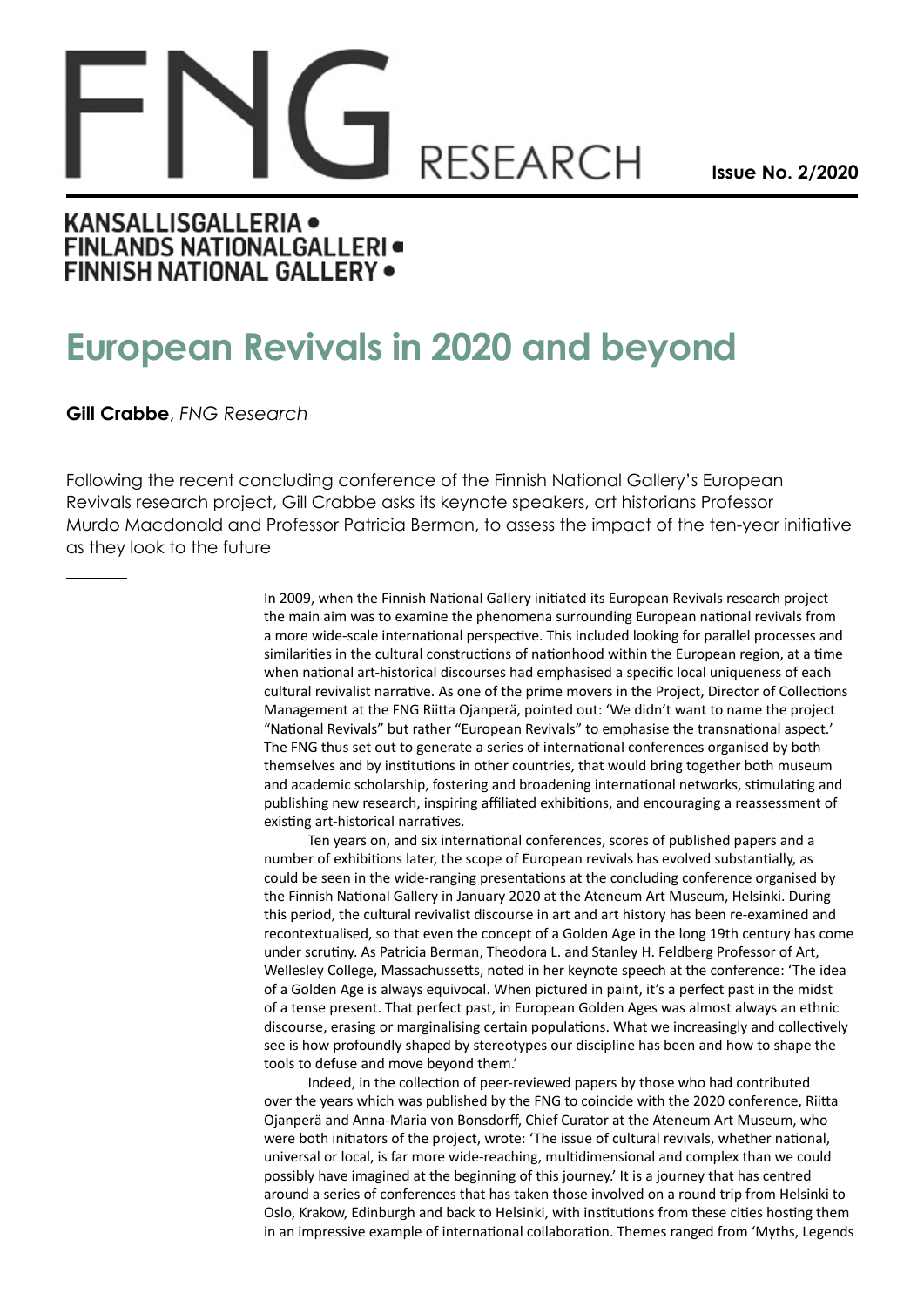# FNG RESEARCH

**Issue No. 2/2020**

KANSALLISGALLERIA •
FINLANDS NATIONALGALLERI •
FINNISH NATIONAL GALLERY •

# European Revivals in 2020 and beyond

**Gill Crabbe**, *FNG Research*

Following the recent concluding conference of the Finnish National Gallery's European Revivals research project, Gill Crabbe asks its keynote speakers, art historians Professor Murdo Macdonald and Professor Patricia Berman, to assess the impact of the ten-year initiative as they look to the future

In 2009, when the Finnish National Gallery initiated its European Revivals research project the main aim was to examine the phenomena surrounding European national revivals from a more wide-scale international perspective. This included looking for parallel processes and similarities in the cultural constructions of nationhood within the European region, at a time when national art-historical discourses had emphasised a specific local uniqueness of each cultural revivalist narrative. As one of the prime movers in the Project, Director of Collections Management at the FNG Riitta Ojanperä, pointed out: 'We didn't want to name the project "National Revivals" but rather "European Revivals" to emphasise the transnational aspect.' The FNG thus set out to generate a series of international conferences organised by both themselves and by institutions in other countries, that would bring together both museum and academic scholarship, fostering and broadening international networks, stimulating and publishing new research, inspiring affiliated exhibitions, and encouraging a reassessment of existing art-historical narratives.

Ten years on, and six international conferences, scores of published papers and a number of exhibitions later, the scope of European revivals has evolved substantially, as could be seen in the wide-ranging presentations at the concluding conference organised by the Finnish National Gallery in January 2020 at the Ateneum Art Museum, Helsinki. During this period, the cultural revivalist discourse in art and art history has been re-examined and recontextualised, so that even the concept of a Golden Age in the long 19th century has come under scrutiny. As Patricia Berman, Theodora L. and Stanley H. Feldberg Professor of Art, Wellesley College, Massachussetts, noted in her keynote speech at the conference: 'The idea of a Golden Age is always equivocal. When pictured in paint, it's a perfect past in the midst of a tense present. That perfect past, in European Golden Ages was almost always an ethnic discourse, erasing or marginalising certain populations. What we increasingly and collectively see is how profoundly shaped by stereotypes our discipline has been and how to shape the tools to defuse and move beyond them.'

Indeed, in the collection of peer-reviewed papers by those who had contributed over the years which was published by the FNG to coincide with the 2020 conference, Riitta Ojanperä and Anna-Maria von Bonsdorff, Chief Curator at the Ateneum Art Museum, who were both initiators of the project, wrote: 'The issue of cultural revivals, whether national, universal or local, is far more wide-reaching, multidimensional and complex than we could possibly have imagined at the beginning of this journey.' It is a journey that has centred around a series of conferences that has taken those involved on a round trip from Helsinki to Oslo, Krakow, Edinburgh and back to Helsinki, with institutions from these cities hosting them in an impressive example of international collaboration. Themes ranged from 'Myths, Legends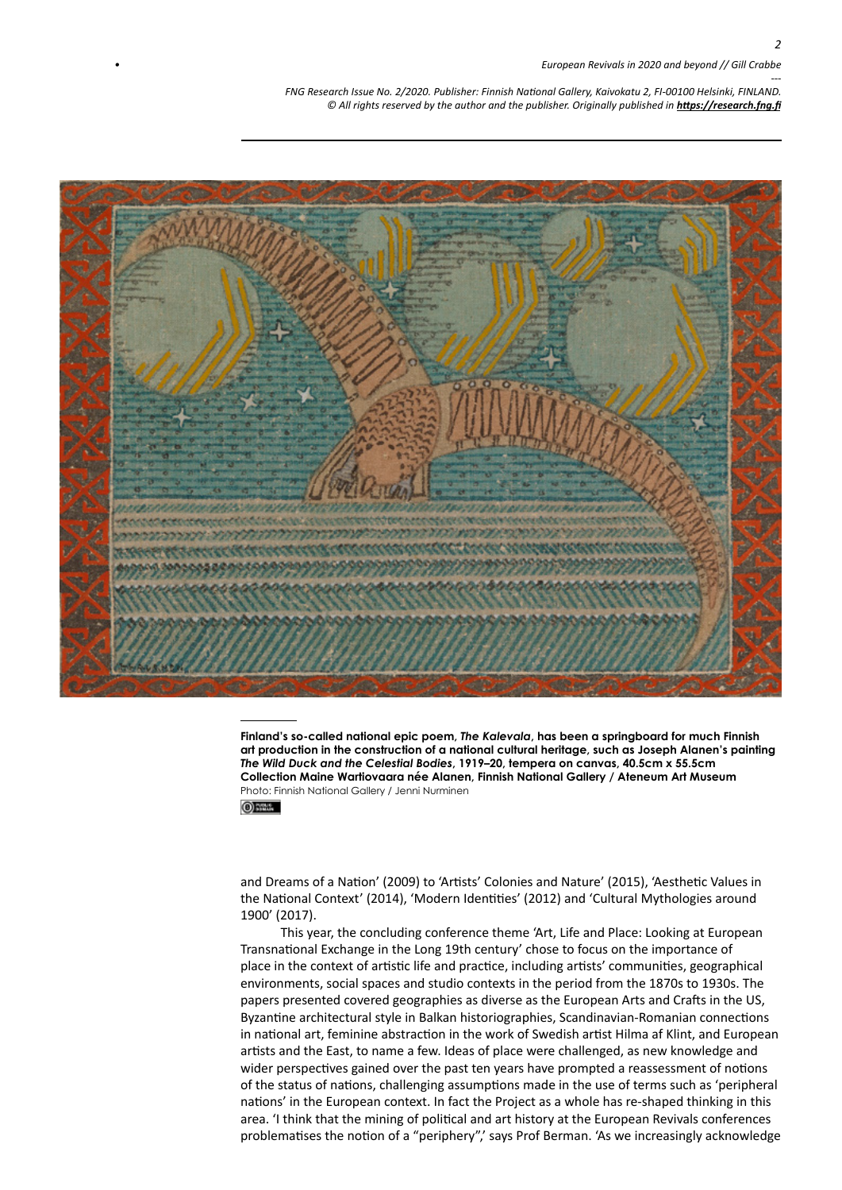**Finland's so-called national epic poem, *The Kalevala*, has been a springboard for much Finnish art production in the construction of a national cultural heritage, such as Joseph Alanen's painting *The Wild Duck and the Celestial Bodies*, 1919–20, tempera on canvas, 40.5cm x 55.5cm Collection Maine Wartiovaara née Alanen, Finnish National Gallery / Ateneum Art Museum**
Photo: Finnish National Gallery / Jenni Nurminen

and Dreams of a Nation' (2009) to 'Artists' Colonies and Nature' (2015), 'Aesthetic Values in the National Context' (2014), 'Modern Identities' (2012) and 'Cultural Mythologies around 1900' (2017).

This year, the concluding conference theme 'Art, Life and Place: Looking at European Transnational Exchange in the Long 19th century' chose to focus on the importance of place in the context of artistic life and practice, including artists' communities, geographical environments, social spaces and studio contexts in the period from the 1870s to 1930s. The papers presented covered geographies as diverse as the European Arts and Crafts in the US, Byzantine architectural style in Balkan historiographies, Scandinavian-Romanian connections in national art, feminine abstraction in the work of Swedish artist Hilma af Klint, and European artists and the East, to name a few. Ideas of place were challenged, as new knowledge and wider perspectives gained over the past ten years have prompted a reassessment of notions of the status of nations, challenging assumptions made in the use of terms such as 'peripheral nations' in the European context. In fact the Project as a whole has re-shaped thinking in this area. 'I think that the mining of political and art history at the European Revivals conferences problematises the notion of a "periphery",' says Prof Berman. 'As we increasingly acknowledge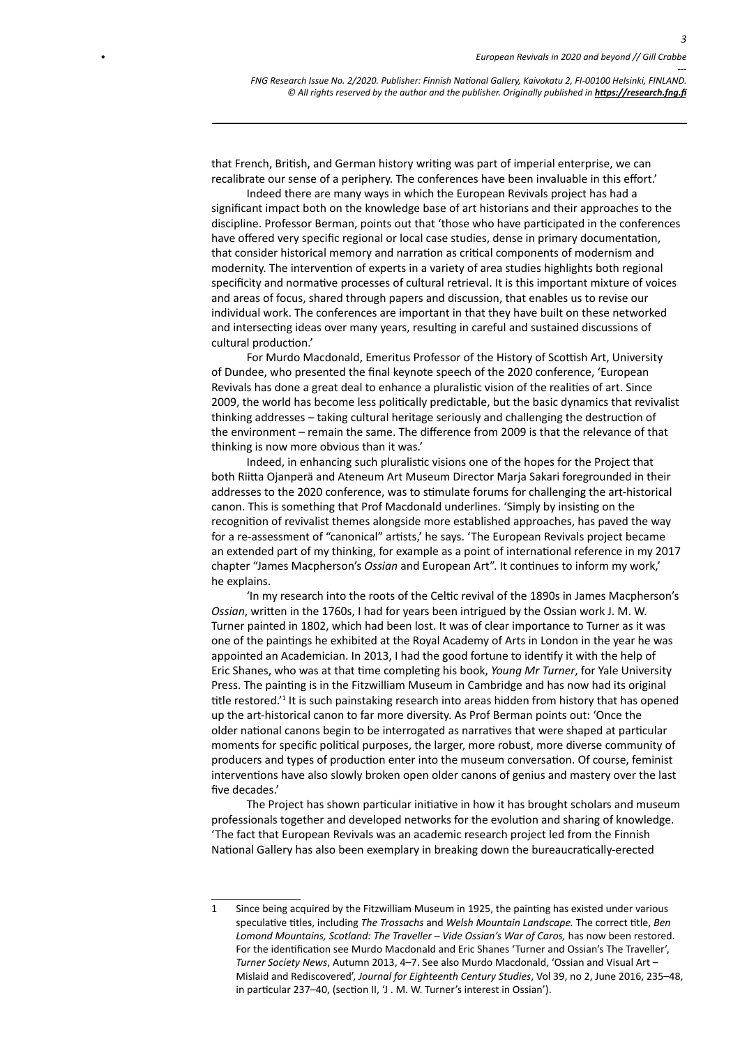that French, British, and German history writing was part of imperial enterprise, we can recalibrate our sense of a periphery. The conferences have been invaluable in this effort.'

Indeed there are many ways in which the European Revivals project has had a significant impact both on the knowledge base of art historians and their approaches to the discipline. Professor Berman, points out that 'those who have participated in the conferences have offered very specific regional or local case studies, dense in primary documentation, that consider historical memory and narration as critical components of modernism and modernity. The intervention of experts in a variety of area studies highlights both regional specificity and normative processes of cultural retrieval. It is this important mixture of voices and areas of focus, shared through papers and discussion, that enables us to revise our individual work. The conferences are important in that they have built on these networked and intersecting ideas over many years, resulting in careful and sustained discussions of cultural production.'

For Murdo Macdonald, Emeritus Professor of the History of Scottish Art, University of Dundee, who presented the final keynote speech of the 2020 conference, 'European Revivals has done a great deal to enhance a pluralistic vision of the realities of art. Since 2009, the world has become less politically predictable, but the basic dynamics that revivalist thinking addresses – taking cultural heritage seriously and challenging the destruction of the environment – remain the same. The difference from 2009 is that the relevance of that thinking is now more obvious than it was.'

Indeed, in enhancing such pluralistic visions one of the hopes for the Project that both Riitta Ojanperä and Ateneum Art Museum Director Marja Sakari foregrounded in their addresses to the 2020 conference, was to stimulate forums for challenging the art-historical canon. This is something that Prof Macdonald underlines. 'Simply by insisting on the recognition of revivalist themes alongside more established approaches, has paved the way for a re-assessment of "canonical" artists,' he says. 'The European Revivals project became an extended part of my thinking, for example as a point of international reference in my 2017 chapter "James Macpherson's *Ossian* and European Art". It continues to inform my work,' he explains.

'In my research into the roots of the Celtic revival of the 1890s in James Macpherson's *Ossian*, written in the 1760s, I had for years been intrigued by the Ossian work J. M. W. Turner painted in 1802, which had been lost. It was of clear importance to Turner as it was one of the paintings he exhibited at the Royal Academy of Arts in London in the year he was appointed an Academician. In 2013, I had the good fortune to identify it with the help of Eric Shanes, who was at that time completing his book, *Young Mr Turner*, for Yale University Press. The painting is in the Fitzwilliam Museum in Cambridge and has now had its original title restored.'[1] It is such painstaking research into areas hidden from history that has opened up the art-historical canon to far more diversity. As Prof Berman points out: 'Once the older national canons begin to be interrogated as narratives that were shaped at particular moments for specific political purposes, the larger, more robust, more diverse community of producers and types of production enter into the museum conversation. Of course, feminist interventions have also slowly broken open older canons of genius and mastery over the last five decades.'

The Project has shown particular initiative in how it has brought scholars and museum professionals together and developed networks for the evolution and sharing of knowledge. 'The fact that European Revivals was an academic research project led from the Finnish National Gallery has also been exemplary in breaking down the bureaucratically-erected

---

1 Since being acquired by the Fitzwilliam Museum in 1925, the painting has existed under various speculative titles, including *The Trossachs* and *Welsh Mountain Landscape.* The correct title, *Ben Lomond Mountains, Scotland: The Traveller – Vide Ossian's War of Caros,* has now been restored. For the identification see Murdo Macdonald and Eric Shanes 'Turner and Ossian's The Traveller', *Turner Society News*, Autumn 2013, 4–7. See also Murdo Macdonald, 'Ossian and Visual Art – Mislaid and Rediscovered', *Journal for Eighteenth Century Studies*, Vol 39, no 2, June 2016, 235–48, in particular 237–40, (section II, 'J . M. W. Turner's interest in Ossian').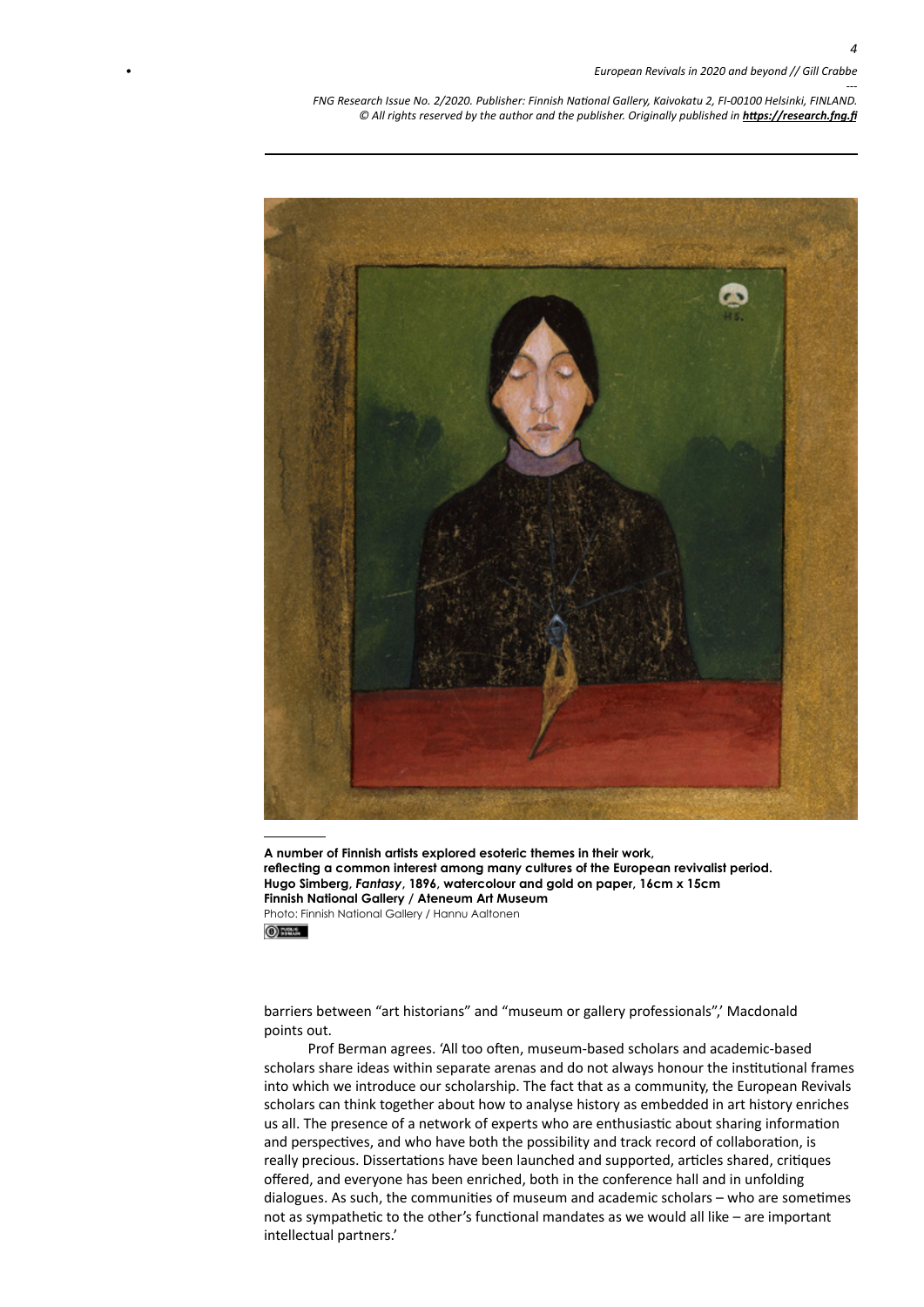**A number of Finnish artists explored esoteric themes in their work, reflecting a common interest among many cultures of the European revivalist period. Hugo Simberg, *Fantasy*, 1896, watercolour and gold on paper, 16cm x 15cm Finnish National Gallery / Ateneum Art Museum**
Photo: Finnish National Gallery / Hannu Aaltonen

barriers between "art historians" and "museum or gallery professionals",' Macdonald points out.

Prof Berman agrees. 'All too often, museum-based scholars and academic-based scholars share ideas within separate arenas and do not always honour the institutional frames into which we introduce our scholarship. The fact that as a community, the European Revivals scholars can think together about how to analyse history as embedded in art history enriches us all. The presence of a network of experts who are enthusiastic about sharing information and perspectives, and who have both the possibility and track record of collaboration, is really precious. Dissertations have been launched and supported, articles shared, critiques offered, and everyone has been enriched, both in the conference hall and in unfolding dialogues. As such, the communities of museum and academic scholars – who are sometimes not as sympathetic to the other's functional mandates as we would all like – are important intellectual partners.'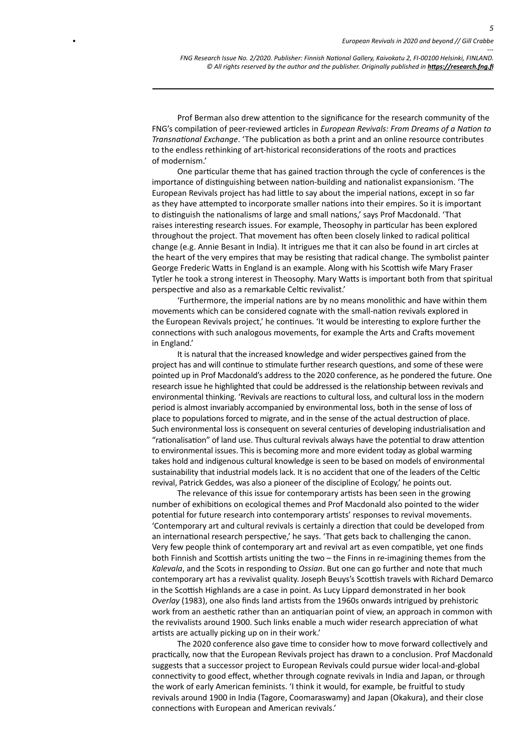Prof Berman also drew attention to the significance for the research community of the FNG's compilation of peer-reviewed articles in *European Revivals: From Dreams of a Nation to Transnational Exchange*. 'The publication as both a print and an online resource contributes to the endless rethinking of art-historical reconsiderations of the roots and practices of modernism.'

One particular theme that has gained traction through the cycle of conferences is the importance of distinguishing between nation-building and nationalist expansionism. 'The European Revivals project has had little to say about the imperial nations, except in so far as they have attempted to incorporate smaller nations into their empires. So it is important to distinguish the nationalisms of large and small nations,' says Prof Macdonald. 'That raises interesting research issues. For example, Theosophy in particular has been explored throughout the project. That movement has often been closely linked to radical political change (e.g. Annie Besant in India). It intrigues me that it can also be found in art circles at the heart of the very empires that may be resisting that radical change. The symbolist painter George Frederic Watts in England is an example. Along with his Scottish wife Mary Fraser Tytler he took a strong interest in Theosophy. Mary Watts is important both from that spiritual perspective and also as a remarkable Celtic revivalist.'

'Furthermore, the imperial nations are by no means monolithic and have within them movements which can be considered cognate with the small-nation revivals explored in the European Revivals project,' he continues. 'It would be interesting to explore further the connections with such analogous movements, for example the Arts and Crafts movement in England.'

It is natural that the increased knowledge and wider perspectives gained from the project has and will continue to stimulate further research questions, and some of these were pointed up in Prof Macdonald's address to the 2020 conference, as he pondered the future. One research issue he highlighted that could be addressed is the relationship between revivals and environmental thinking. 'Revivals are reactions to cultural loss, and cultural loss in the modern period is almost invariably accompanied by environmental loss, both in the sense of loss of place to populations forced to migrate, and in the sense of the actual destruction of place. Such environmental loss is consequent on several centuries of developing industrialisation and "rationalisation" of land use. Thus cultural revivals always have the potential to draw attention to environmental issues. This is becoming more and more evident today as global warming takes hold and indigenous cultural knowledge is seen to be based on models of environmental sustainability that industrial models lack. It is no accident that one of the leaders of the Celtic revival, Patrick Geddes, was also a pioneer of the discipline of Ecology,' he points out.

The relevance of this issue for contemporary artists has been seen in the growing number of exhibitions on ecological themes and Prof Macdonald also pointed to the wider potential for future research into contemporary artists' responses to revival movements. 'Contemporary art and cultural revivals is certainly a direction that could be developed from an international research perspective,' he says. 'That gets back to challenging the canon. Very few people think of contemporary art and revival art as even compatible, yet one finds both Finnish and Scottish artists uniting the two – the Finns in re-imagining themes from the *Kalevala*, and the Scots in responding to *Ossian*. But one can go further and note that much contemporary art has a revivalist quality. Joseph Beuys's Scottish travels with Richard Demarco in the Scottish Highlands are a case in point. As Lucy Lippard demonstrated in her book *Overlay* (1983), one also finds land artists from the 1960s onwards intrigued by prehistoric work from an aesthetic rather than an antiquarian point of view, an approach in common with the revivalists around 1900. Such links enable a much wider research appreciation of what artists are actually picking up on in their work.'

The 2020 conference also gave time to consider how to move forward collectively and practically, now that the European Revivals project has drawn to a conclusion. Prof Macdonald suggests that a successor project to European Revivals could pursue wider local-and-global connectivity to good effect, whether through cognate revivals in India and Japan, or through the work of early American feminists. 'I think it would, for example, be fruitful to study revivals around 1900 in India (Tagore, Coomaraswamy) and Japan (Okakura), and their close connections with European and American revivals.'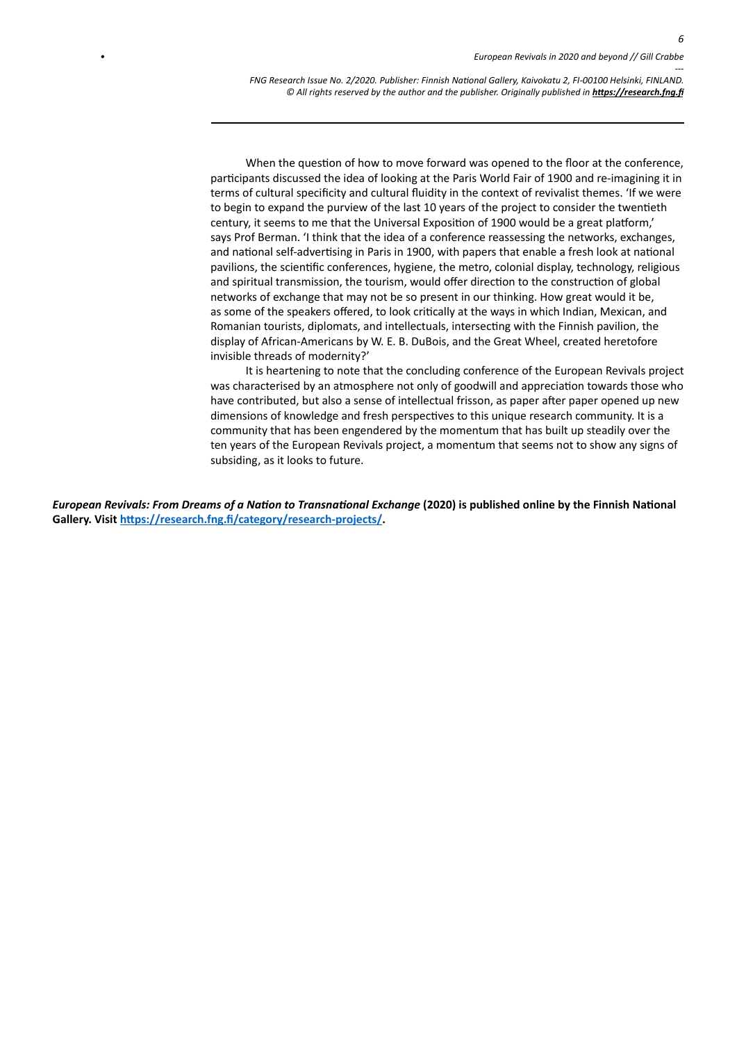When the question of how to move forward was opened to the floor at the conference, participants discussed the idea of looking at the Paris World Fair of 1900 and re-imagining it in terms of cultural specificity and cultural fluidity in the context of revivalist themes. 'If we were to begin to expand the purview of the last 10 years of the project to consider the twentieth century, it seems to me that the Universal Exposition of 1900 would be a great platform,' says Prof Berman. 'I think that the idea of a conference reassessing the networks, exchanges, and national self-advertising in Paris in 1900, with papers that enable a fresh look at national pavilions, the scientific conferences, hygiene, the metro, colonial display, technology, religious and spiritual transmission, the tourism, would offer direction to the construction of global networks of exchange that may not be so present in our thinking. How great would it be, as some of the speakers offered, to look critically at the ways in which Indian, Mexican, and Romanian tourists, diplomats, and intellectuals, intersecting with the Finnish pavilion, the display of African-Americans by W. E. B. DuBois, and the Great Wheel, created heretofore invisible threads of modernity?'

It is heartening to note that the concluding conference of the European Revivals project was characterised by an atmosphere not only of goodwill and appreciation towards those who have contributed, but also a sense of intellectual frisson, as paper after paper opened up new dimensions of knowledge and fresh perspectives to this unique research community. It is a community that has been engendered by the momentum that has built up steadily over the ten years of the European Revivals project, a momentum that seems not to show any signs of subsiding, as it looks to future.

***European Revivals: From Dreams of a Nation to Transnational Exchange* (2020) is published online by the Finnish National Gallery. Visit https://research.fng.fi/category/research-projects/.**